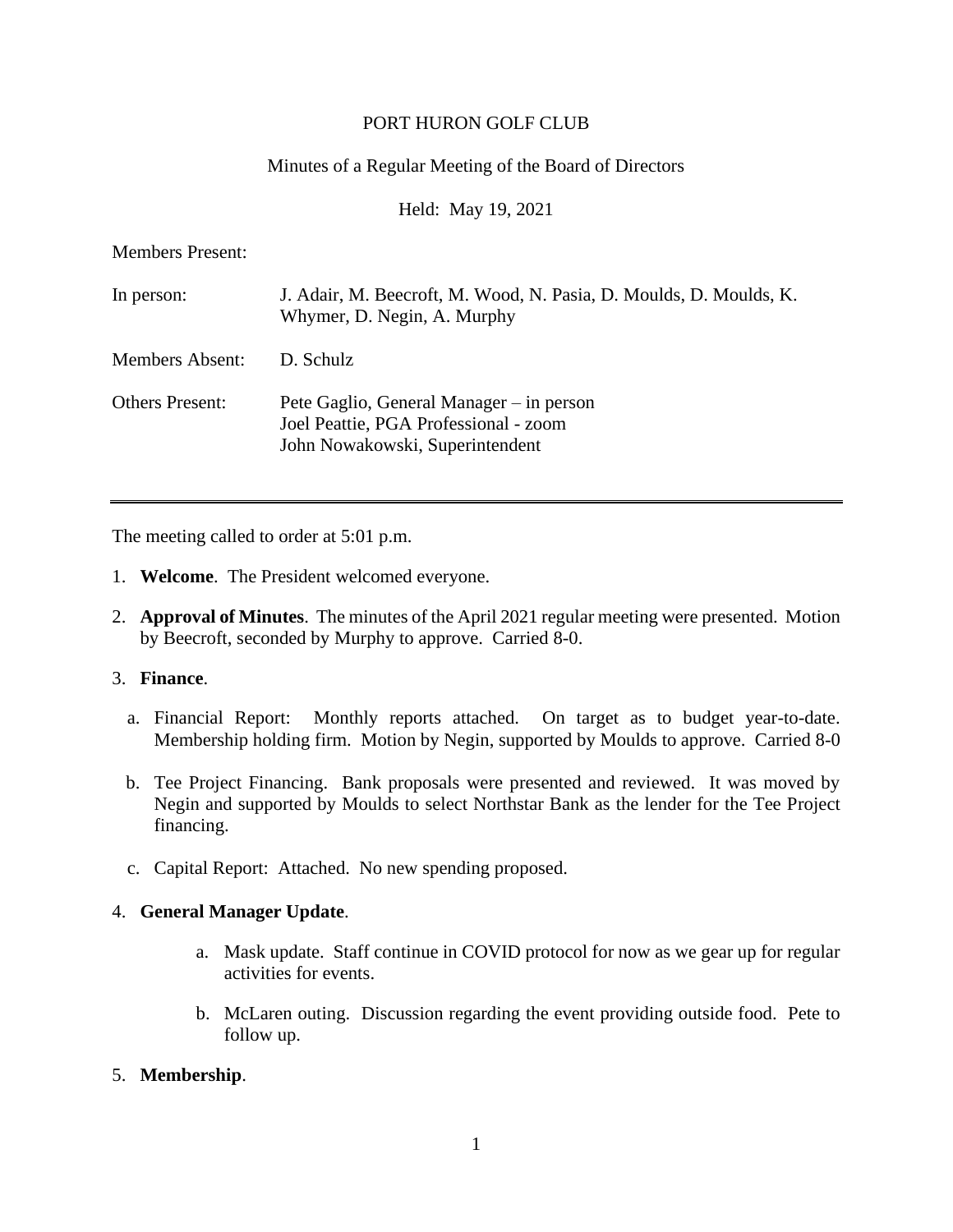PORT HURON GOLF CLUB

Minutes of a Regular Meeting of the Board of Directors

Held: May 19, 2021

Members Present:

| | |
|---|---|
| In person: | J. Adair, M. Beecroft, M. Wood, N. Pasia, D. Moulds, D. Moulds, K. Whymer, D. Negin, A. Murphy |
| Members Absent: | D. Schulz |
| Others Present: | Pete Gaglio, General Manager – in person<br>Joel Peattie, PGA Professional - zoom<br>John Nowakowski, Superintendent |

---

The meeting called to order at 5:01 p.m.

1. **Welcome**. The President welcomed everyone.

2. **Approval of Minutes**. The minutes of the April 2021 regular meeting were presented. Motion by Beecroft, seconded by Murphy to approve. Carried 8-0.

3. **Finance**.

   a. Financial Report: Monthly reports attached. On target as to budget year-to-date. Membership holding firm. Motion by Negin, supported by Moulds to approve. Carried 8-0

   b. Tee Project Financing. Bank proposals were presented and reviewed. It was moved by Negin and supported by Moulds to select Northstar Bank as the lender for the Tee Project financing.

   c. Capital Report: Attached. No new spending proposed.

4. **General Manager Update**.

   a. Mask update. Staff continue in COVID protocol for now as we gear up for regular activities for events.

   b. McLaren outing. Discussion regarding the event providing outside food. Pete to follow up.

5. **Membership**.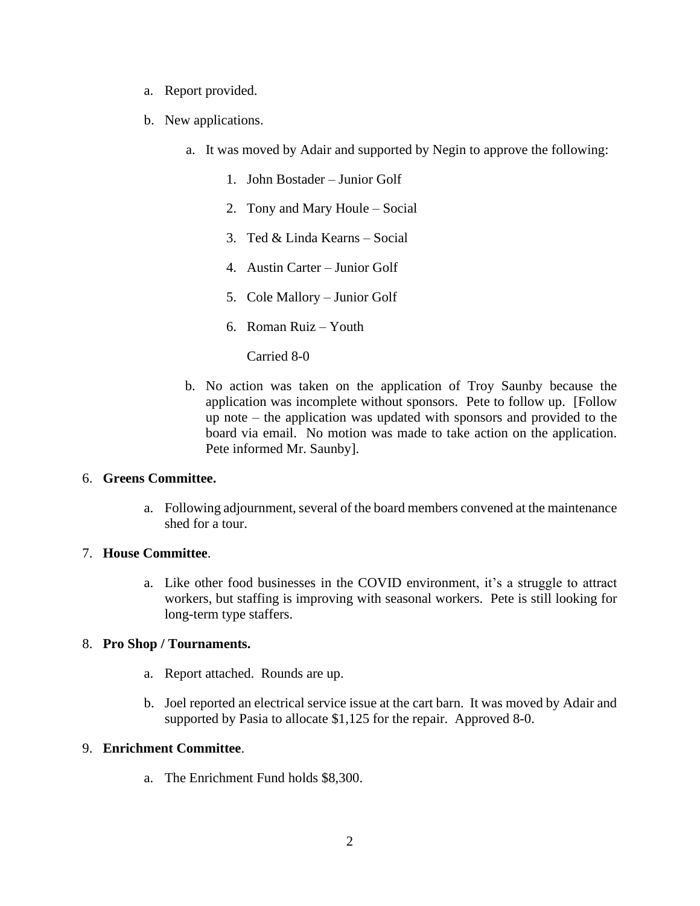a. Report provided.

b. New applications.

   a. It was moved by Adair and supported by Negin to approve the following:

      1. John Bostader – Junior Golf
      2. Tony and Mary Houle – Social
      3. Ted & Linda Kearns – Social
      4. Austin Carter – Junior Golf
      5. Cole Mallory – Junior Golf
      6. Roman Ruiz – Youth

      Carried 8-0

   b. No action was taken on the application of Troy Saunby because the application was incomplete without sponsors. Pete to follow up. [Follow up note – the application was updated with sponsors and provided to the board via email. No motion was made to take action on the application. Pete informed Mr. Saunby].

6. **Greens Committee.**

   a. Following adjournment, several of the board members convened at the maintenance shed for a tour.

7. **House Committee**.

   a. Like other food businesses in the COVID environment, it's a struggle to attract workers, but staffing is improving with seasonal workers. Pete is still looking for long-term type staffers.

8. **Pro Shop / Tournaments.**

   a. Report attached. Rounds are up.

   b. Joel reported an electrical service issue at the cart barn. It was moved by Adair and supported by Pasia to allocate $1,125 for the repair. Approved 8-0.

9. **Enrichment Committee**.

   a. The Enrichment Fund holds $8,300.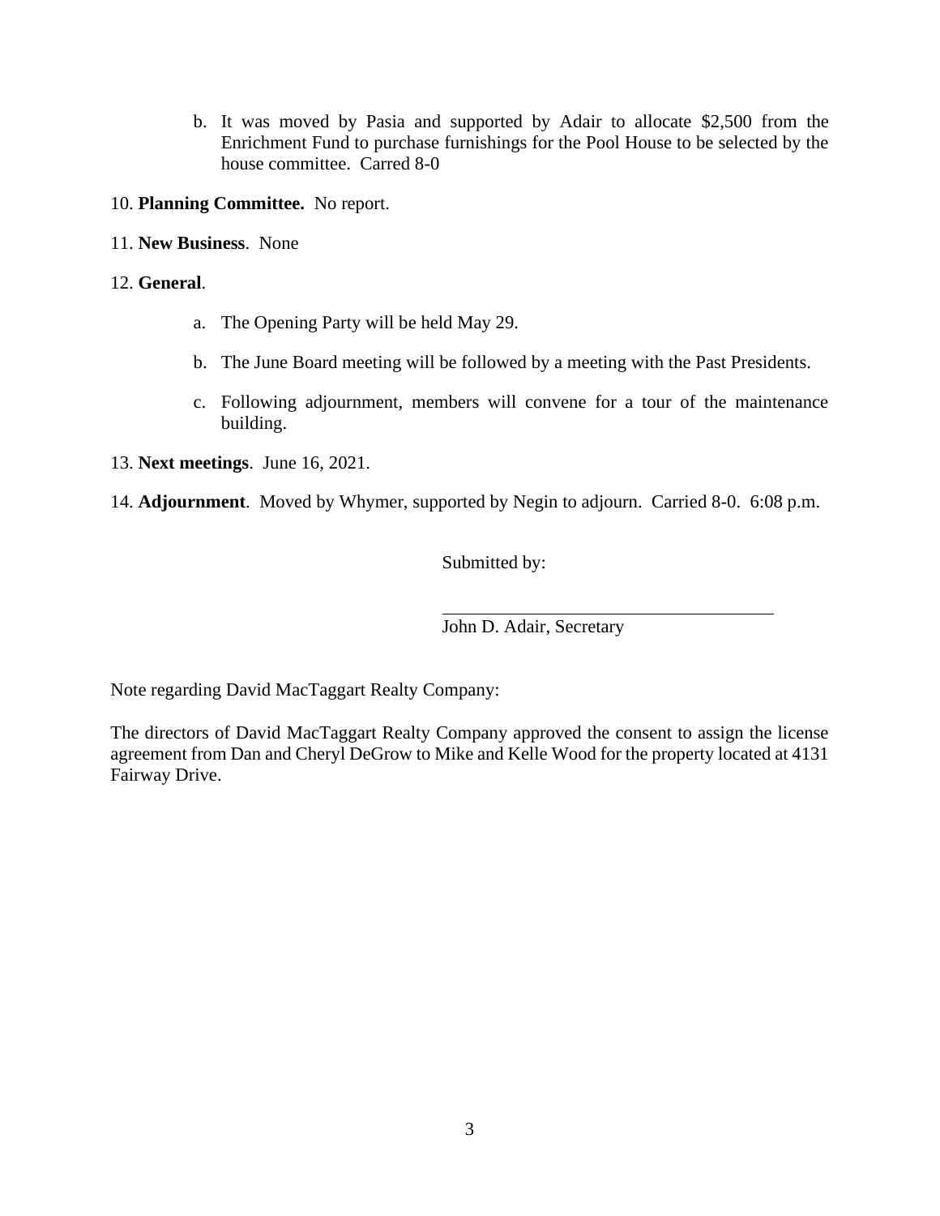b. It was moved by Pasia and supported by Adair to allocate $2,500 from the Enrichment Fund to purchase furnishings for the Pool House to be selected by the house committee. Carred 8-0

10. **Planning Committee.** No report.

11. **New Business**. None

12. **General**.

   a. The Opening Party will be held May 29.

   b. The June Board meeting will be followed by a meeting with the Past Presidents.

   c. Following adjournment, members will convene for a tour of the maintenance building.

13. **Next meetings**. June 16, 2021.

14. **Adjournment**. Moved by Whymer, supported by Negin to adjourn. Carried 8-0. 6:08 p.m.

Submitted by:

\_\_\_\_\_\_\_\_\_\_\_\_\_\_\_\_\_\_\_\_\_\_\_\_\_\_\_\_\_\_\_\_\_\_\_\_

John D. Adair, Secretary

Note regarding David MacTaggart Realty Company:

The directors of David MacTaggart Realty Company approved the consent to assign the license agreement from Dan and Cheryl DeGrow to Mike and Kelle Wood for the property located at 4131 Fairway Drive.